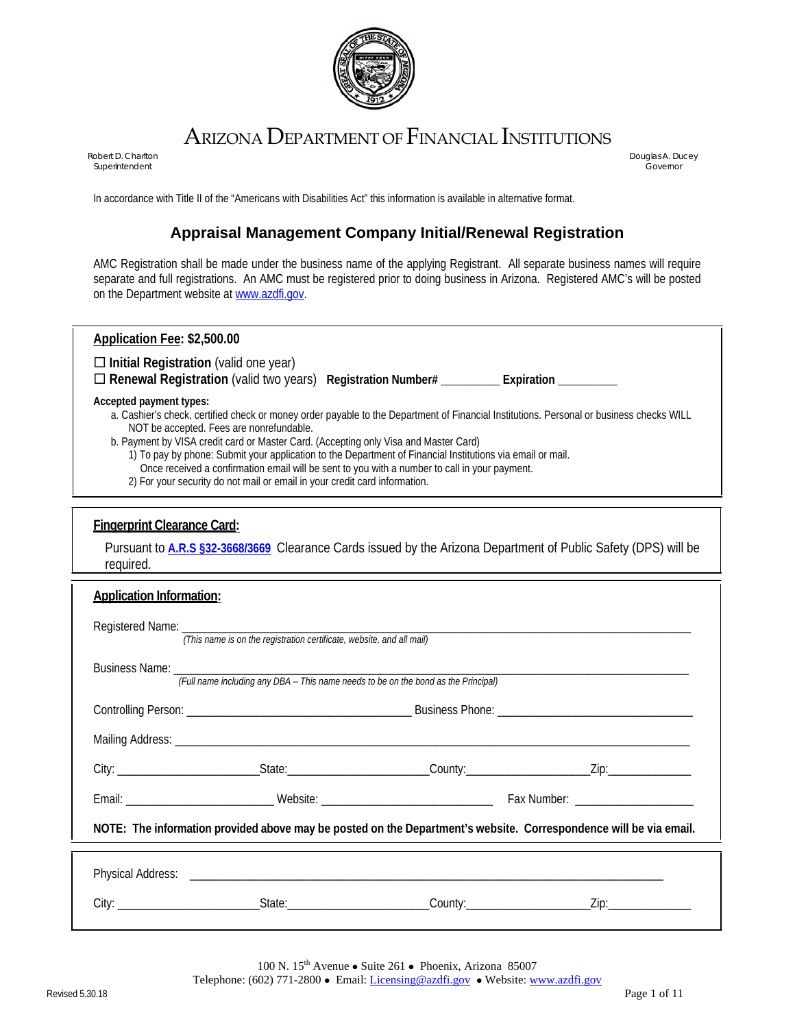# ARIZONA DEPARTMENT OF FINANCIAL INSTITUTIONS

Robert D. Charlton
Superintendent

Douglas A. Ducey
Governor

In accordance with Title II of the "Americans with Disabilities Act" this information is available in alternative format.

## Appraisal Management Company Initial/Renewal Registration

AMC Registration shall be made under the business name of the applying Registrant. All separate business names will require separate and full registrations. An AMC must be registered prior to doing business in Arizona. Registered AMC's will be posted on the Department website at www.azdfi.gov.

**Application Fee: $2,500.00**

☐ **Initial Registration** (valid one year)
☐ **Renewal Registration** (valid two years) **Registration Number# _________ Expiration _________**

**Accepted payment types:**

a. Cashier's check, certified check or money order payable to the Department of Financial Institutions. Personal or business checks WILL NOT be accepted. Fees are nonrefundable.
b. Payment by VISA credit card or Master Card. (Accepting only Visa and Master Card)
   1) To pay by phone: Submit your application to the Department of Financial Institutions via email or mail. Once received a confirmation email will be sent to you with a number to call in your payment.
   2) For your security do not mail or email in your credit card information.

**Fingerprint Clearance Card:**

Pursuant to **A.R.S §32-3668/3669** Clearance Cards issued by the Arizona Department of Public Safety (DPS) will be required.

**Application Information:**

Registered Name: ___________________________________________
*(This name is on the registration certificate, website, and all mail)*

Business Name: ___________________________________________
*(Full name including any DBA – This name needs to be on the bond as the Principal)*

Controlling Person: ___________________________ Business Phone: ___________________________

Mailing Address: ___________________________________________

City: _________________ State: _________________ County: _________________ Zip: ____________

Email: _____________________ Website: _____________________ Fax Number: _________________

**NOTE: The information provided above may be posted on the Department's website. Correspondence will be via email.**

Physical Address: ___________________________________________

City: _________________ State: _________________ County: _________________ Zip: ____________

100 N. 15th Avenue • Suite 261 • Phoenix, Arizona 85007
Telephone: (602) 771-2800 • Email: Licensing@azdfi.gov • Website: www.azdfi.gov

Revised 5.30.18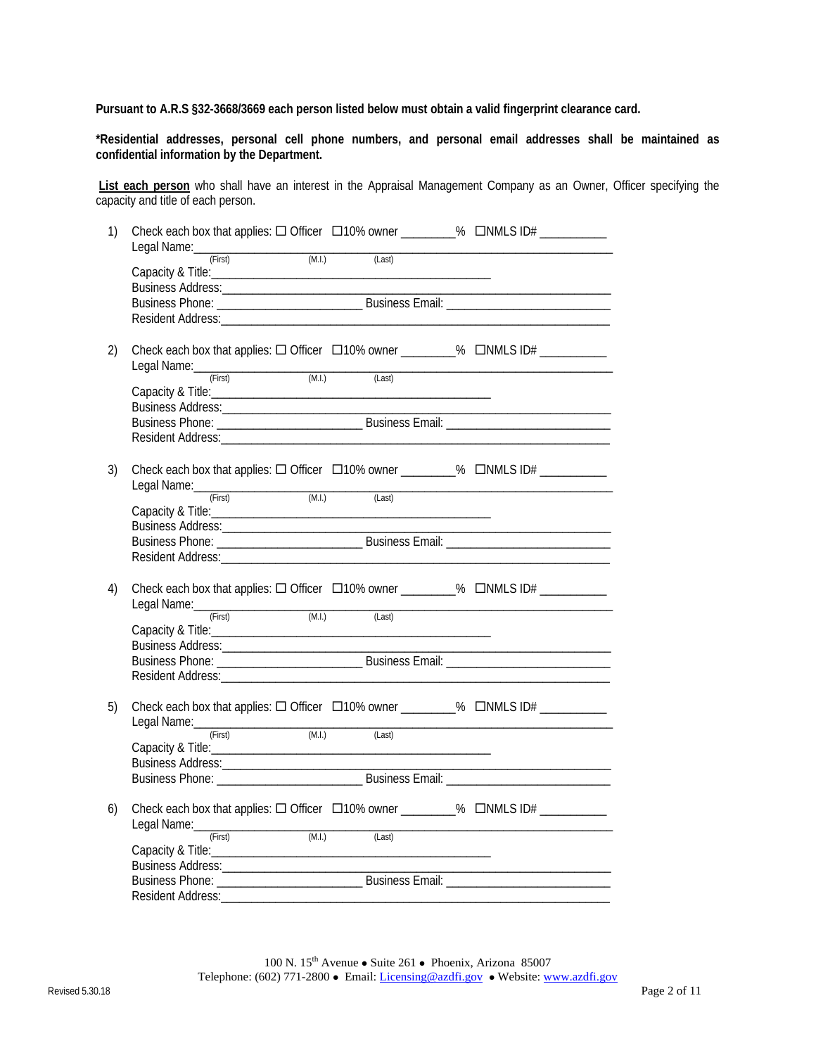**Pursuant to A.R.S §32-3668/3669 each person listed below must obtain a valid fingerprint clearance card.**

**\*Residential addresses, personal cell phone numbers, and personal email addresses shall be maintained as confidential information by the Department.**

<u>**List each person**</u> who shall have an interest in the Appraisal Management Company as an Owner, Officer specifying the capacity and title of each person.

1) Check each box that applies: ☐ Officer ☐10% owner ________% ☐NMLS ID# __________
   Legal Name:________________________________________________________________
   (First) (M.I.) (Last)
   Capacity & Title:___________________________________________
   Business Address:___________________________________________________________
   Business Phone: _____________________ Business Email: ________________________
   Resident Address:___________________________________________________________

2) Check each box that applies: ☐ Officer ☐10% owner ________% ☐NMLS ID# __________
   Legal Name:________________________________________________________________
   (First) (M.I.) (Last)
   Capacity & Title:___________________________________________
   Business Address:___________________________________________________________
   Business Phone: _____________________ Business Email: ________________________
   Resident Address:___________________________________________________________

3) Check each box that applies: ☐ Officer ☐10% owner ________% ☐NMLS ID# __________
   Legal Name:________________________________________________________________
   (First) (M.I.) (Last)
   Capacity & Title:___________________________________________
   Business Address:___________________________________________________________
   Business Phone: _____________________ Business Email: ________________________
   Resident Address:___________________________________________________________

4) Check each box that applies: ☐ Officer ☐10% owner ________% ☐NMLS ID# __________
   Legal Name:________________________________________________________________
   (First) (M.I.) (Last)
   Capacity & Title:___________________________________________
   Business Address:___________________________________________________________
   Business Phone: _____________________ Business Email: ________________________
   Resident Address:___________________________________________________________

5) Check each box that applies: ☐ Officer ☐10% owner ________% ☐NMLS ID# __________
   Legal Name:________________________________________________________________
   (First) (M.I.) (Last)
   Capacity & Title:___________________________________________
   Business Address:___________________________________________________________
   Business Phone: _____________________ Business Email: ________________________

6) Check each box that applies: ☐ Officer ☐10% owner ________% ☐NMLS ID# __________
   Legal Name:________________________________________________________________
   (First) (M.I.) (Last)
   Capacity & Title:___________________________________________
   Business Address:___________________________________________________________
   Business Phone: _____________________ Business Email: ________________________
   Resident Address:___________________________________________________________

100 N. 15th Avenue • Suite 261 • Phoenix, Arizona 85007
Telephone: (602) 771-2800 • Email: Licensing@azdfi.gov • Website: www.azdfi.gov

Revised 5.30.18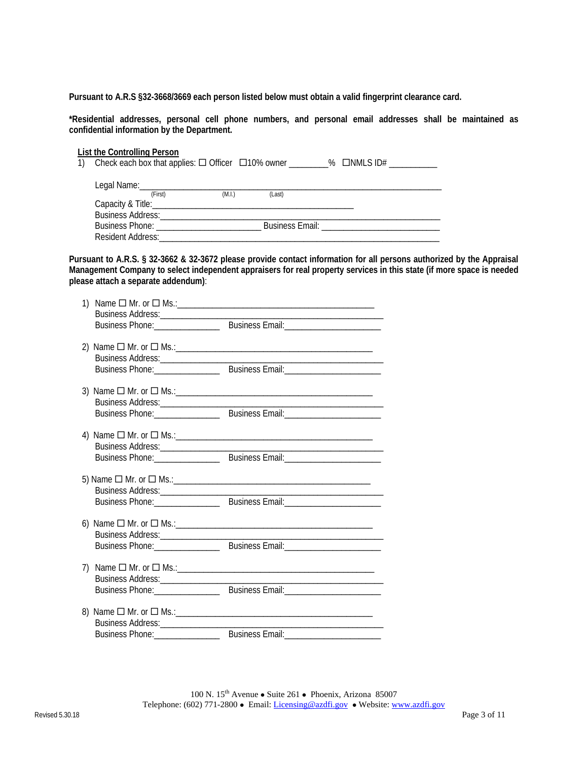**Pursuant to A.R.S §32-3668/3669 each person listed below must obtain a valid fingerprint clearance card.**

***Residential addresses, personal cell phone numbers, and personal email addresses shall be maintained as confidential information by the Department.**

**List the Controlling Person**

1) Check each box that applies: ☐ Officer ☐10% owner ________% ☐NMLS ID# ___________

Legal Name:_____________________________________________________________
(First) (M.I.) (Last)

Capacity & Title:_______________________________________________

Business Address:_______________________________________________________

Business Phone: _______________________ Business Email: __________________________

Resident Address:_______________________________________________________

**Pursuant to A.R.S. § 32-3662 & 32-3672 please provide contact information for all persons authorized by the Appraisal Management Company to select independent appraisers for real property services in this state (if more space is needed please attach a separate addendum)**:

1) Name ☐ Mr. or ☐ Ms.:____________________________________________
Business Address:_________________________________________________
Business Phone:_______________ Business Email:_____________________

2) Name ☐ Mr. or ☐ Ms.:____________________________________________
Business Address:_________________________________________________
Business Phone:_______________ Business Email:_____________________

3) Name ☐ Mr. or ☐ Ms.:____________________________________________
Business Address:_________________________________________________
Business Phone:_______________ Business Email:_____________________

4) Name ☐ Mr. or ☐ Ms.:____________________________________________
Business Address:_________________________________________________
Business Phone:_______________ Business Email:_____________________

5) Name ☐ Mr. or ☐ Ms.:____________________________________________
Business Address:_________________________________________________
Business Phone:_______________ Business Email:_____________________

6) Name ☐ Mr. or ☐ Ms.:____________________________________________
Business Address:_________________________________________________
Business Phone:_______________ Business Email:_____________________

7) Name ☐ Mr. or ☐ Ms.:____________________________________________
Business Address:_________________________________________________
Business Phone:_______________ Business Email:_____________________

8) Name ☐ Mr. or ☐ Ms.:____________________________________________
Business Address:_________________________________________________
Business Phone:_______________ Business Email:_____________________

100 N. 15th Avenue • Suite 261 • Phoenix, Arizona 85007
Telephone: (602) 771-2800 • Email: Licensing@azdfi.gov • Website: www.azdfi.gov

Revised 5.30.18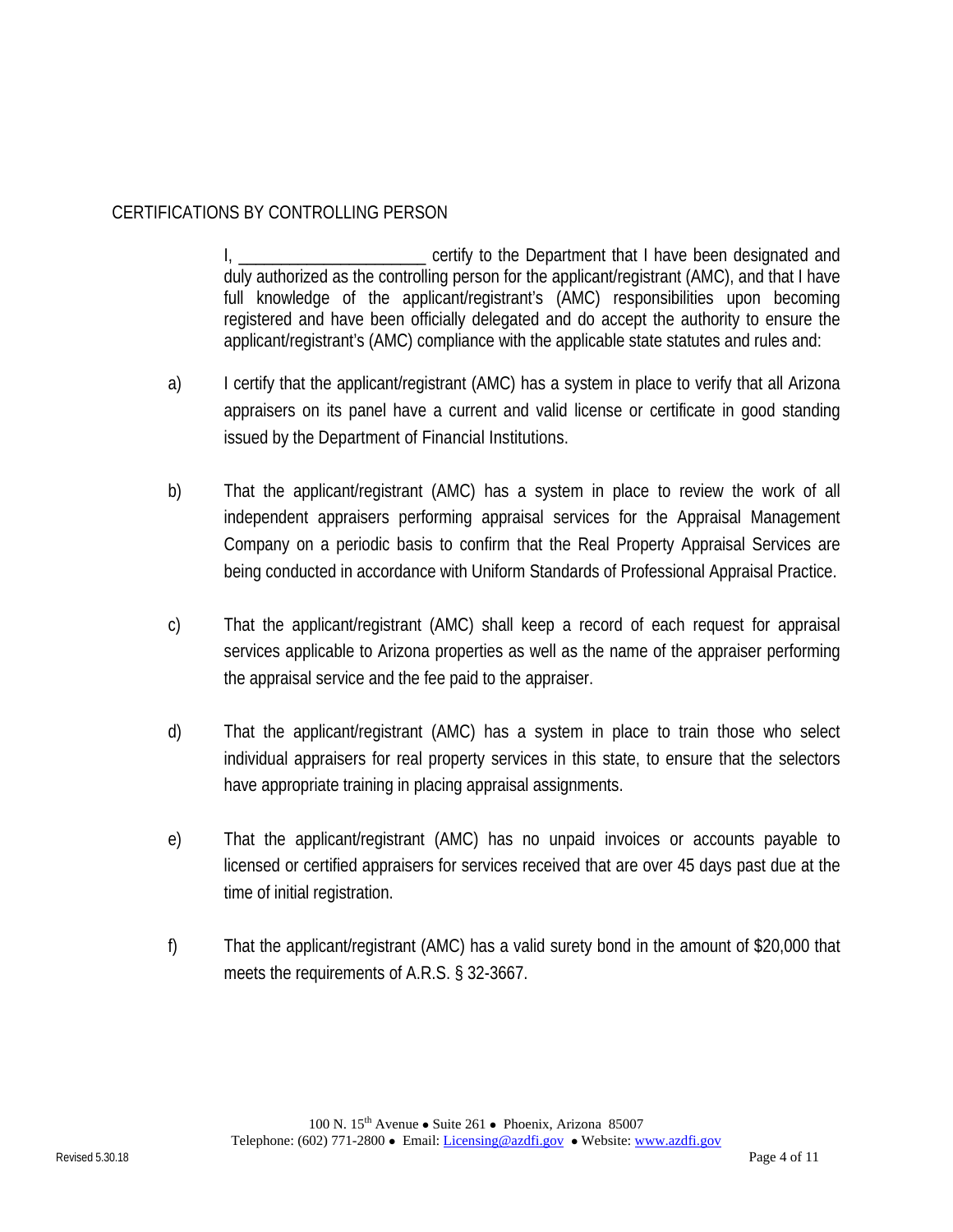CERTIFICATIONS BY CONTROLLING PERSON

I, ______________________ certify to the Department that I have been designated and duly authorized as the controlling person for the applicant/registrant (AMC), and that I have full knowledge of the applicant/registrant's (AMC) responsibilities upon becoming registered and have been officially delegated and do accept the authority to ensure the applicant/registrant's (AMC) compliance with the applicable state statutes and rules and:

a) I certify that the applicant/registrant (AMC) has a system in place to verify that all Arizona appraisers on its panel have a current and valid license or certificate in good standing issued by the Department of Financial Institutions.

b) That the applicant/registrant (AMC) has a system in place to review the work of all independent appraisers performing appraisal services for the Appraisal Management Company on a periodic basis to confirm that the Real Property Appraisal Services are being conducted in accordance with Uniform Standards of Professional Appraisal Practice.

c) That the applicant/registrant (AMC) shall keep a record of each request for appraisal services applicable to Arizona properties as well as the name of the appraiser performing the appraisal service and the fee paid to the appraiser.

d) That the applicant/registrant (AMC) has a system in place to train those who select individual appraisers for real property services in this state, to ensure that the selectors have appropriate training in placing appraisal assignments.

e) That the applicant/registrant (AMC) has no unpaid invoices or accounts payable to licensed or certified appraisers for services received that are over 45 days past due at the time of initial registration.

f) That the applicant/registrant (AMC) has a valid surety bond in the amount of $20,000 that meets the requirements of A.R.S. § 32-3667.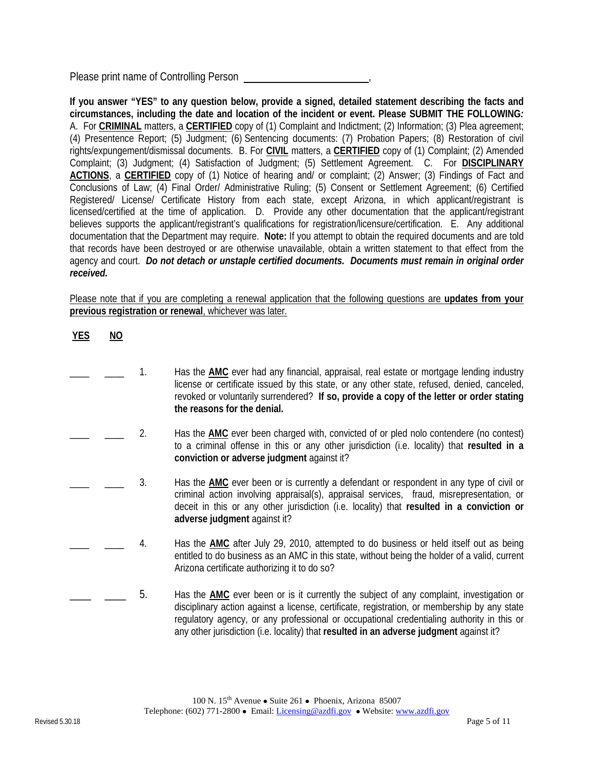Please print name of Controlling Person ________________________,

**If you answer "YES" to any question below, provide a signed, detailed statement describing the facts and circumstances, including the date and location of the incident or event. Please SUBMIT THE FOLLOWING*:***
A. For **CRIMINAL** matters, a **CERTIFIED** copy of (1) Complaint and Indictment; (2) Information; (3) Plea agreement; (4) Presentence Report; (5) Judgment; (6) Sentencing documents: (7) Probation Papers; (8) Restoration of civil rights/expungement/dismissal documents. B. For **CIVIL** matters, a **CERTIFIED** copy of (1) Complaint; (2) Amended Complaint; (3) Judgment; (4) Satisfaction of Judgment; (5) Settlement Agreement. C. For **DISCIPLINARY ACTIONS**, a **CERTIFIED** copy of (1) Notice of hearing and/ or complaint; (2) Answer; (3) Findings of Fact and Conclusions of Law; (4) Final Order/ Administrative Ruling; (5) Consent or Settlement Agreement; (6) Certified Registered/ License/ Certificate History from each state, except Arizona, in which applicant/registrant is licensed/certified at the time of application. D. Provide any other documentation that the applicant/registrant believes supports the applicant/registrant's qualifications for registration/licensure/certification. E. Any additional documentation that the Department may require. **Note:** If you attempt to obtain the required documents and are told that records have been destroyed or are otherwise unavailable, obtain a written statement to that effect from the agency and court. ***Do not detach or unstaple certified documents. Documents must remain in original order received.***

Please note that if you are completing a renewal application that the following questions are **updates from your previous registration or renewal**, whichever was later.

| YES | NO | | |
|---|---|---|---|
| ____ | ____ | 1. | Has the **AMC** ever had any financial, appraisal, real estate or mortgage lending industry license or certificate issued by this state, or any other state, refused, denied, canceled, revoked or voluntarily surrendered? **If so, provide a copy of the letter or order stating the reasons for the denial.** |
| ____ | ____ | 2. | Has the **AMC** ever been charged with, convicted of or pled nolo contendere (no contest) to a criminal offense in this or any other jurisdiction (i.e. locality) that **resulted in a conviction or adverse judgment** against it? |
| ____ | ____ | 3. | Has the **AMC** ever been or is currently a defendant or respondent in any type of civil or criminal action involving appraisal(s), appraisal services, fraud, misrepresentation, or deceit in this or any other jurisdiction (i.e. locality) that **resulted in a conviction or adverse judgment** against it? |
| ____ | ____ | 4. | Has the **AMC** after July 29, 2010, attempted to do business or held itself out as being entitled to do business as an AMC in this state, without being the holder of a valid, current Arizona certificate authorizing it to do so? |
| ____ | ____ | 5. | Has the **AMC** ever been or is it currently the subject of any complaint, investigation or disciplinary action against a license, certificate, registration, or membership by any state regulatory agency, or any professional or occupational credentialing authority in this or any other jurisdiction (i.e. locality) that **resulted in an adverse judgment** against it? |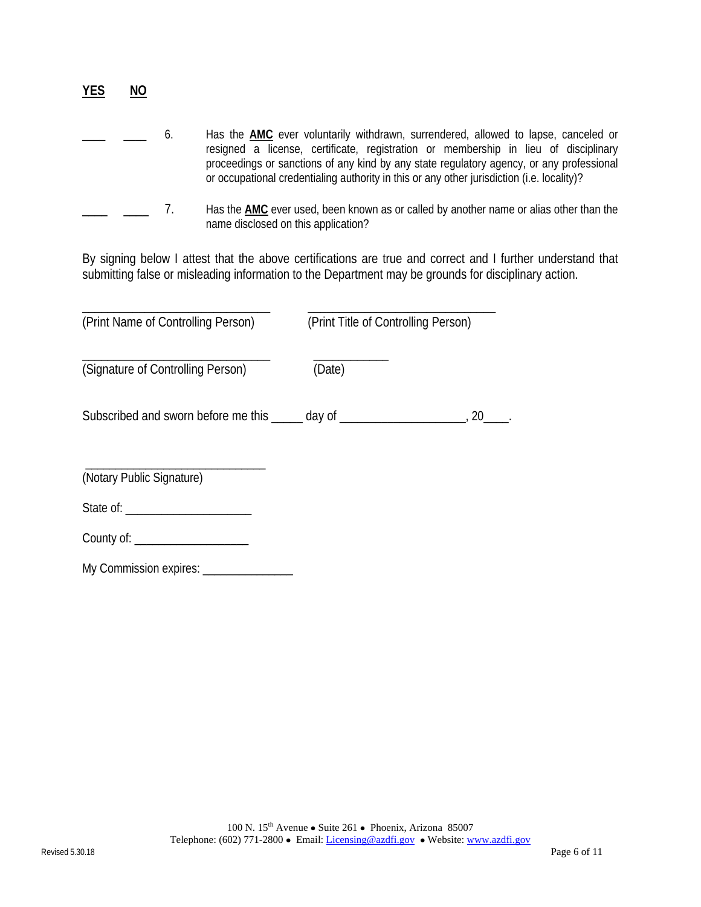**YES** **NO**

____ ____ 6. Has the **AMC** ever voluntarily withdrawn, surrendered, allowed to lapse, canceled or resigned a license, certificate, registration or membership in lieu of disciplinary proceedings or sanctions of any kind by any state regulatory agency, or any professional or occupational credentialing authority in this or any other jurisdiction (i.e. locality)?

____ ____ 7. Has the **AMC** ever used, been known as or called by another name or alias other than the name disclosed on this application?

By signing below I attest that the above certifications are true and correct and I further understand that submitting false or misleading information to the Department may be grounds for disciplinary action.

______________________________ ______________________________
(Print Name of Controlling Person) (Print Title of Controlling Person)

______________________________ ____________
(Signature of Controlling Person) (Date)

Subscribed and sworn before me this _____ day of ___________________, 20____.

______________________________
(Notary Public Signature)

State of: ____________________

County of: __________________

My Commission expires: ______________

100 N. 15th Avenue • Suite 261 • Phoenix, Arizona 85007
Telephone: (602) 771-2800 • Email: Licensing@azdfi.gov • Website: www.azdfi.gov

Revised 5.30.18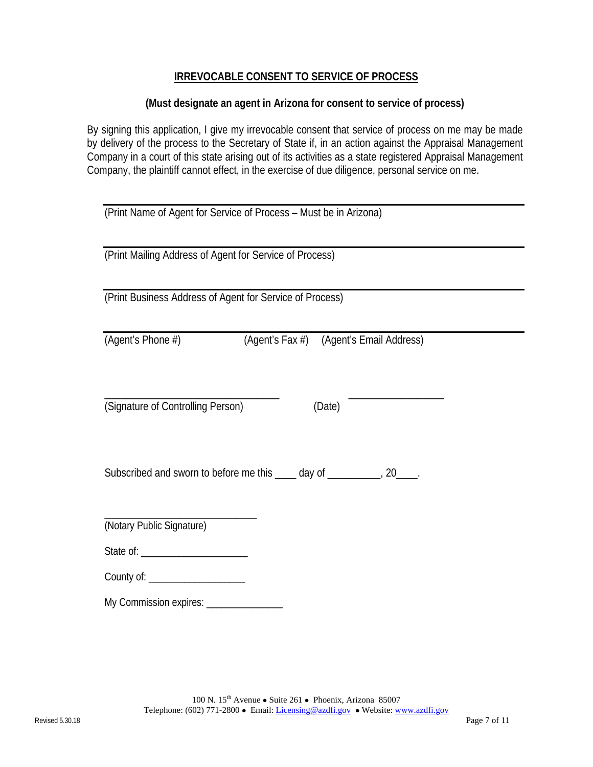## IRREVOCABLE CONSENT TO SERVICE OF PROCESS

**(Must designate an agent in Arizona for consent to service of process)**

By signing this application, I give my irrevocable consent that service of process on me may be made by delivery of the process to the Secretary of State if, in an action against the Appraisal Management Company in a court of this state arising out of its activities as a state registered Appraisal Management Company, the plaintiff cannot effect, in the exercise of due diligence, personal service on me.

______________________________________________
(Print Name of Agent for Service of Process – Must be in Arizona)

______________________________________________
(Print Mailing Address of Agent for Service of Process)

______________________________________________
(Print Business Address of Agent for Service of Process)

______________________________________________
(Agent's Phone #) (Agent's Fax #) (Agent's Email Address)

_________________________________ _________________
(Signature of Controlling Person) (Date)

Subscribed and sworn to before me this ____ day of __________, 20____.

_____________________________
(Notary Public Signature)

State of: ____________________

County of: __________________

My Commission expires: ______________

100 N. 15th Avenue • Suite 261 • Phoenix, Arizona 85007
Telephone: (602) 771-2800 • Email: Licensing@azdfi.gov • Website: www.azdfi.gov

Revised 5.30.18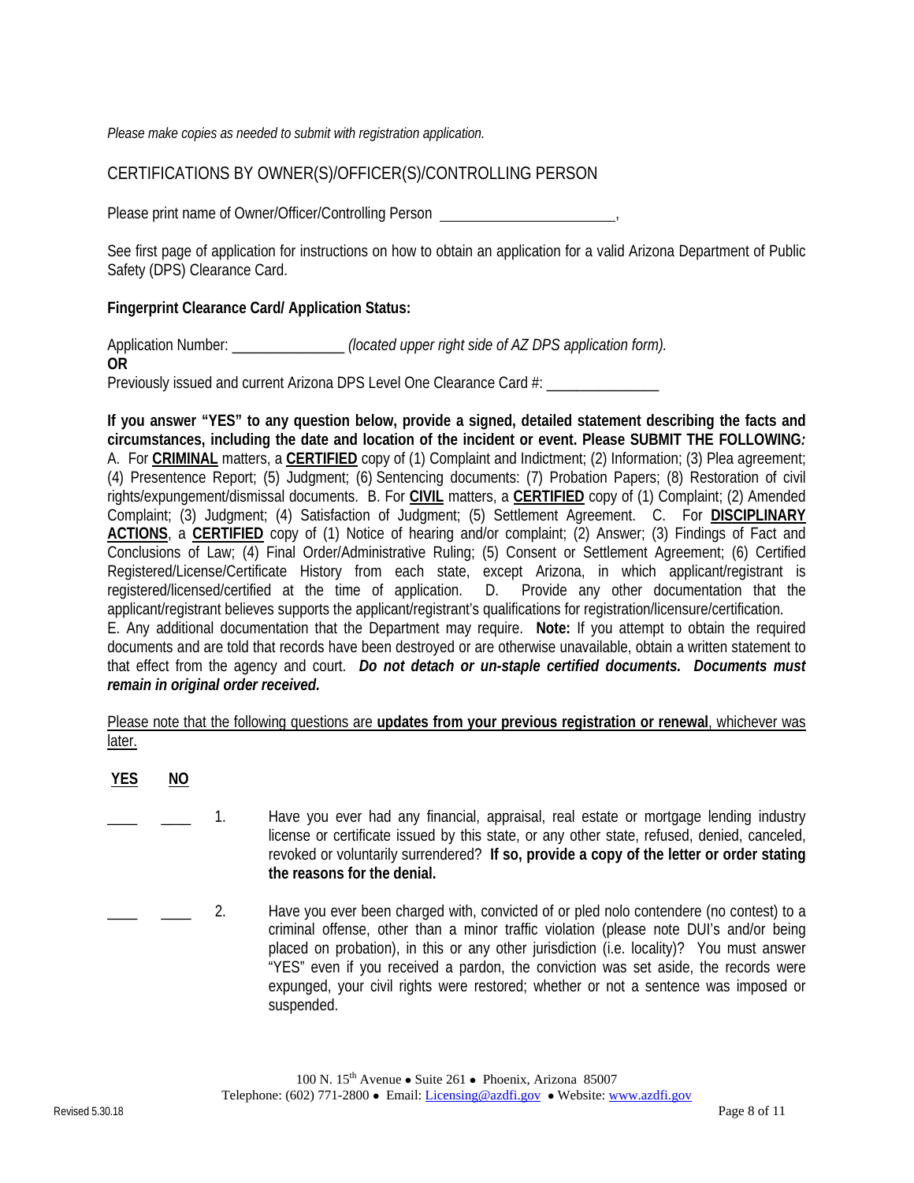*Please make copies as needed to submit with registration application.*

## CERTIFICATIONS BY OWNER(S)/OFFICER(S)/CONTROLLING PERSON

Please print name of Owner/Officer/Controlling Person ______________________,

See first page of application for instructions on how to obtain an application for a valid Arizona Department of Public Safety (DPS) Clearance Card.

**Fingerprint Clearance Card/ Application Status:**

Application Number: ______________ *(located upper right side of AZ DPS application form).*
**OR**
Previously issued and current Arizona DPS Level One Clearance Card #: ______________

**If you answer "YES" to any question below, provide a signed, detailed statement describing the facts and circumstances, including the date and location of the incident or event. Please SUBMIT THE FOLLOWING*:***
A. For **CRIMINAL** matters, a **CERTIFIED** copy of (1) Complaint and Indictment; (2) Information; (3) Plea agreement; (4) Presentence Report; (5) Judgment; (6) Sentencing documents: (7) Probation Papers; (8) Restoration of civil rights/expungement/dismissal documents. B. For **CIVIL** matters, a **CERTIFIED** copy of (1) Complaint; (2) Amended Complaint; (3) Judgment; (4) Satisfaction of Judgment; (5) Settlement Agreement. C. For **DISCIPLINARY ACTIONS**, a **CERTIFIED** copy of (1) Notice of hearing and/or complaint; (2) Answer; (3) Findings of Fact and Conclusions of Law; (4) Final Order/Administrative Ruling; (5) Consent or Settlement Agreement; (6) Certified Registered/License/Certificate History from each state, except Arizona, in which applicant/registrant is registered/licensed/certified at the time of application. D. Provide any other documentation that the applicant/registrant believes supports the applicant/registrant's qualifications for registration/licensure/certification.
E. Any additional documentation that the Department may require. **Note:** If you attempt to obtain the required documents and are told that records have been destroyed or are otherwise unavailable, obtain a written statement to that effect from the agency and court. ***Do not detach or un-staple certified documents. Documents must remain in original order received.***

Please note that the following questions are **updates from your previous registration or renewal**, whichever was later.

| YES | NO | | |
|---|---|---|---|
| ____ | ____ | 1. | Have you ever had any financial, appraisal, real estate or mortgage lending industry license or certificate issued by this state, or any other state, refused, denied, canceled, revoked or voluntarily surrendered? **If so, provide a copy of the letter or order stating the reasons for the denial.** |
| ____ | ____ | 2. | Have you ever been charged with, convicted of or pled nolo contendere (no contest) to a criminal offense, other than a minor traffic violation (please note DUI's and/or being placed on probation), in this or any other jurisdiction (i.e. locality)? You must answer "YES" even if you received a pardon, the conviction was set aside, the records were expunged, your civil rights were restored; whether or not a sentence was imposed or suspended. |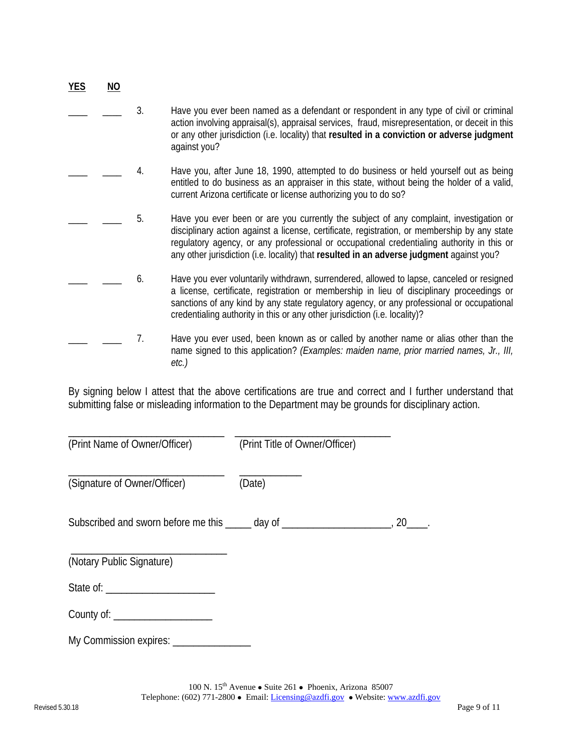| **YES** | **NO** | | |
|---|---|---|---|
| ____ | ____ | 3. | Have you ever been named as a defendant or respondent in any type of civil or criminal action involving appraisal(s), appraisal services, fraud, misrepresentation, or deceit in this or any other jurisdiction (i.e. locality) that **resulted in a conviction or adverse judgment** against you? |
| ____ | ____ | 4. | Have you, after June 18, 1990, attempted to do business or held yourself out as being entitled to do business as an appraiser in this state, without being the holder of a valid, current Arizona certificate or license authorizing you to do so? |
| ____ | ____ | 5. | Have you ever been or are you currently the subject of any complaint, investigation or disciplinary action against a license, certificate, registration, or membership by any state regulatory agency, or any professional or occupational credentialing authority in this or any other jurisdiction (i.e. locality) that **resulted in an adverse judgment** against you? |
| ____ | ____ | 6. | Have you ever voluntarily withdrawn, surrendered, allowed to lapse, canceled or resigned a license, certificate, registration or membership in lieu of disciplinary proceedings or sanctions of any kind by any state regulatory agency, or any professional or occupational credentialing authority in this or any other jurisdiction (i.e. locality)? |
| ____ | ____ | 7. | Have you ever used, been known as or called by another name or alias other than the name signed to this application? *(Examples: maiden name, prior married names, Jr., III, etc.)* |

By signing below I attest that the above certifications are true and correct and I further understand that submitting false or misleading information to the Department may be grounds for disciplinary action.

______________________________ ______________________________
(Print Name of Owner/Officer) (Print Title of Owner/Officer)

______________________________ ____________
(Signature of Owner/Officer) (Date)

Subscribed and sworn before me this _____ day of ____________________, 20____.

______________________________
(Notary Public Signature)

State of: ____________________

County of: __________________

My Commission expires: ______________

100 N. 15th Avenue • Suite 261 • Phoenix, Arizona 85007
Telephone: (602) 771-2800 • Email: Licensing@azdfi.gov • Website: www.azdfi.gov

Revised 5.30.18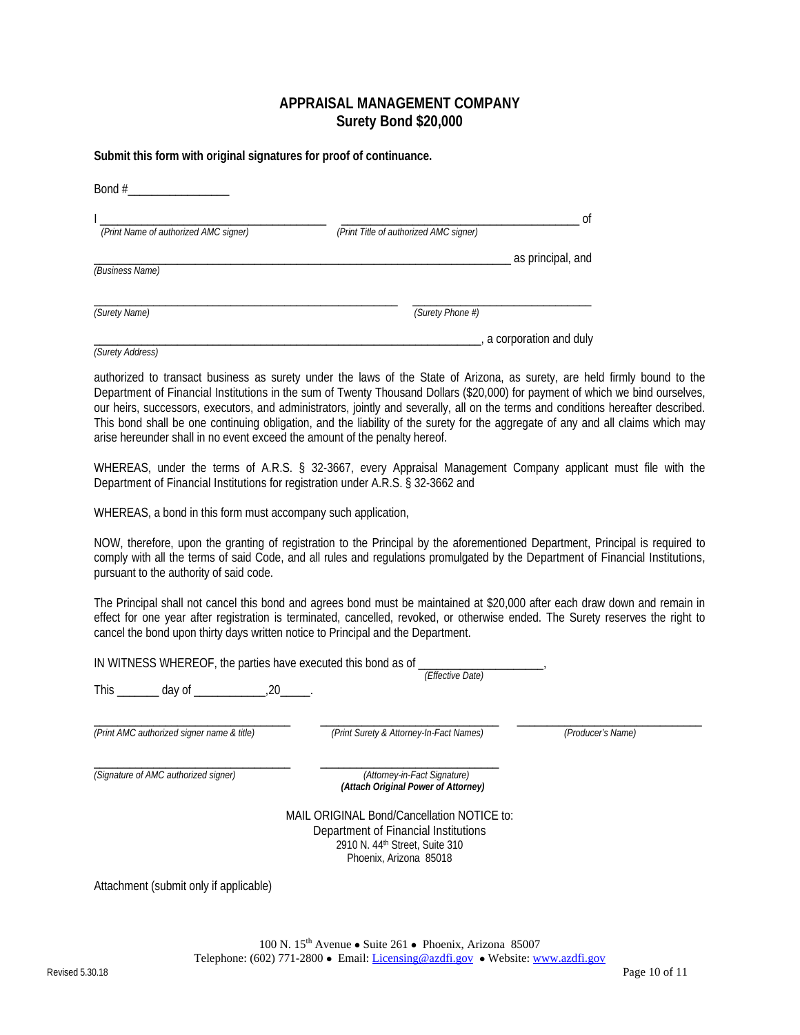# APPRAISAL MANAGEMENT COMPANY
## Surety Bond $20,000

**Submit this form with original signatures for proof of continuance.**

Bond #_________________

I _______________________________________ _______________________________________ of
*(Print Name of authorized AMC signer)* *(Print Title of authorized AMC signer)*

_______________________________________________________________________ as principal, and
*(Business Name)*

___________________________________________________ ______________________________
*(Surety Name)* *(Surety Phone #)*

_________________________________________________________________, a corporation and duly
*(Surety Address)*

authorized to transact business as surety under the laws of the State of Arizona, as surety, are held firmly bound to the Department of Financial Institutions in the sum of Twenty Thousand Dollars ($20,000) for payment of which we bind ourselves, our heirs, successors, executors, and administrators, jointly and severally, all on the terms and conditions hereafter described. This bond shall be one continuing obligation, and the liability of the surety for the aggregate of any and all claims which may arise hereunder shall in no event exceed the amount of the penalty hereof.

WHEREAS, under the terms of A.R.S. § 32-3667, every Appraisal Management Company applicant must file with the Department of Financial Institutions for registration under A.R.S. § 32-3662 and

WHEREAS, a bond in this form must accompany such application,

NOW, therefore, upon the granting of registration to the Principal by the aforementioned Department, Principal is required to comply with all the terms of said Code, and all rules and regulations promulgated by the Department of Financial Institutions, pursuant to the authority of said code.

The Principal shall not cancel this bond and agrees bond must be maintained at $20,000 after each draw down and remain in effect for one year after registration is terminated, cancelled, revoked, or otherwise ended. The Surety reserves the right to cancel the bond upon thirty days written notice to Principal and the Department.

IN WITNESS WHEREOF, the parties have executed this bond as of ____________________,
*(Effective Date)*

This _______ day of ____________,20_____.

_________________________________ _______________________________ _______________________________
*(Print AMC authorized signer name & title)* *(Print Surety & Attorney-In-Fact Names)* *(Producer's Name)*

_________________________________ _______________________________
*(Signature of AMC authorized signer)* *(Attorney-in-Fact Signature)*
***(Attach Original Power of Attorney)***

MAIL ORIGINAL Bond/Cancellation NOTICE to:
Department of Financial Institutions
2910 N. 44th Street, Suite 310
Phoenix, Arizona 85018

Attachment (submit only if applicable)

100 N. 15th Avenue • Suite 261 • Phoenix, Arizona 85007
Telephone: (602) 771-2800 • Email: Licensing@azdfi.gov • Website: www.azdfi.gov

Revised 5.30.18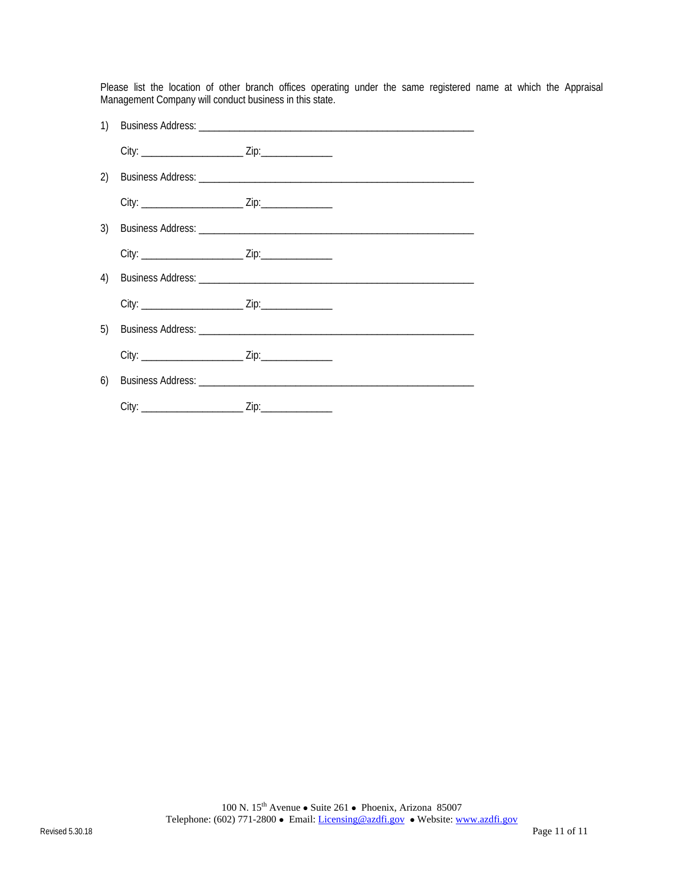Please list the location of other branch offices operating under the same registered name at which the Appraisal Management Company will conduct business in this state.

1) Business Address: _______________________________________________

   City: __________________ Zip:_____________

2) Business Address: _______________________________________________

   City: __________________ Zip:_____________

3) Business Address: _______________________________________________

   City: __________________ Zip:_____________

4) Business Address: _______________________________________________

   City: __________________ Zip:_____________

5) Business Address: _______________________________________________

   City: __________________ Zip:_____________

6) Business Address: _______________________________________________

   City: __________________ Zip:_____________